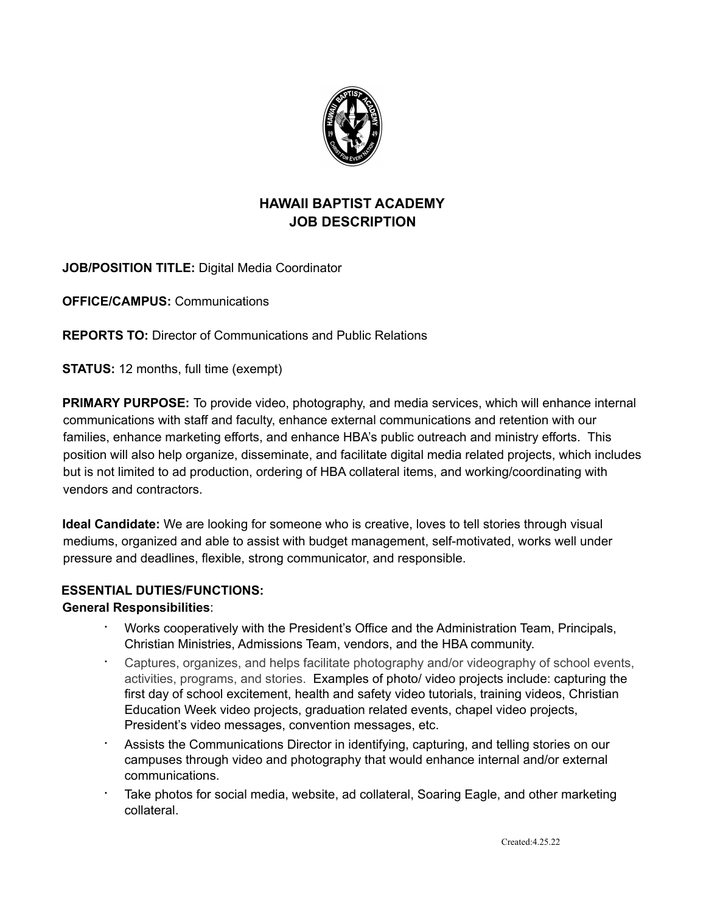# HAWAII BAPTIST ACADEMY
# JOB DESCRIPTION

**JOB/POSITION TITLE:** Digital Media Coordinator

**OFFICE/CAMPUS:** Communications

**REPORTS TO:** Director of Communications and Public Relations

**STATUS:** 12 months, full time (exempt)

**PRIMARY PURPOSE:** To provide video, photography, and media services, which will enhance internal communications with staff and faculty, enhance external communications and retention with our families, enhance marketing efforts, and enhance HBA's public outreach and ministry efforts. This position will also help organize, disseminate, and facilitate digital media related projects, which includes but is not limited to ad production, ordering of HBA collateral items, and working/coordinating with vendors and contractors.

**Ideal Candidate:** We are looking for someone who is creative, loves to tell stories through visual mediums, organized and able to assist with budget management, self-motivated, works well under pressure and deadlines, flexible, strong communicator, and responsible.

**ESSENTIAL DUTIES/FUNCTIONS:**

**General Responsibilities**:

- Works cooperatively with the President's Office and the Administration Team, Principals, Christian Ministries, Admissions Team, vendors, and the HBA community.
- Captures, organizes, and helps facilitate photography and/or videography of school events, activities, programs, and stories. Examples of photo/ video projects include: capturing the first day of school excitement, health and safety video tutorials, training videos, Christian Education Week video projects, graduation related events, chapel video projects, President's video messages, convention messages, etc.
- Assists the Communications Director in identifying, capturing, and telling stories on our campuses through video and photography that would enhance internal and/or external communications.
- Take photos for social media, website, ad collateral, Soaring Eagle, and other marketing collateral.

Created:4.25.22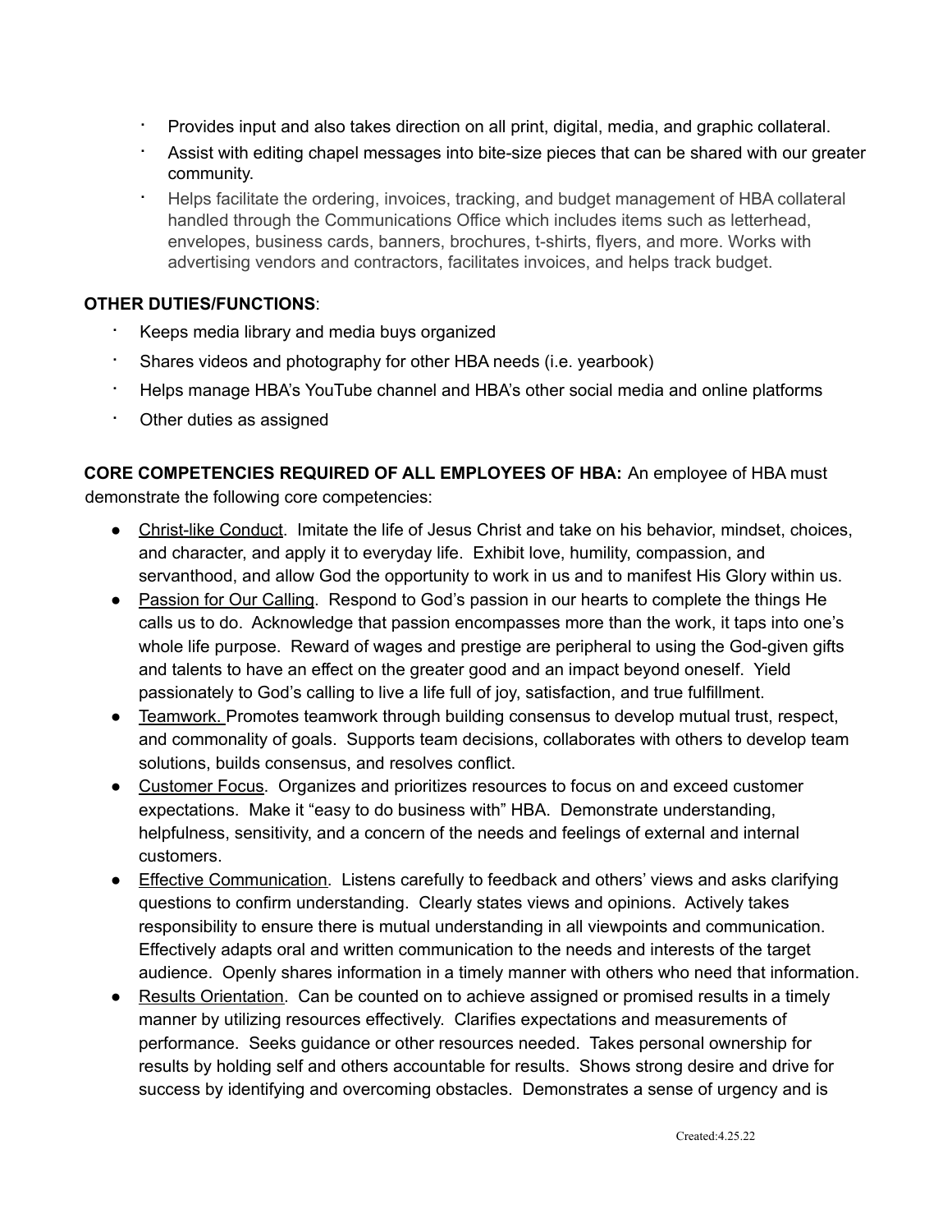- Provides input and also takes direction on all print, digital, media, and graphic collateral.
- Assist with editing chapel messages into bite-size pieces that can be shared with our greater community.
- Helps facilitate the ordering, invoices, tracking, and budget management of HBA collateral handled through the Communications Office which includes items such as letterhead, envelopes, business cards, banners, brochures, t-shirts, flyers, and more. Works with advertising vendors and contractors, facilitates invoices, and helps track budget.

**OTHER DUTIES/FUNCTIONS**:

- Keeps media library and media buys organized
- Shares videos and photography for other HBA needs (i.e. yearbook)
- Helps manage HBA's YouTube channel and HBA's other social media and online platforms
- Other duties as assigned

**CORE COMPETENCIES REQUIRED OF ALL EMPLOYEES OF HBA:** An employee of HBA must demonstrate the following core competencies:

- <u>Christ-like Conduct</u>. Imitate the life of Jesus Christ and take on his behavior, mindset, choices, and character, and apply it to everyday life. Exhibit love, humility, compassion, and servanthood, and allow God the opportunity to work in us and to manifest His Glory within us.
- <u>Passion for Our Calling</u>. Respond to God's passion in our hearts to complete the things He calls us to do. Acknowledge that passion encompasses more than the work, it taps into one's whole life purpose. Reward of wages and prestige are peripheral to using the God-given gifts and talents to have an effect on the greater good and an impact beyond oneself. Yield passionately to God's calling to live a life full of joy, satisfaction, and true fulfillment.
- <u>Teamwork.</u> Promotes teamwork through building consensus to develop mutual trust, respect, and commonality of goals. Supports team decisions, collaborates with others to develop team solutions, builds consensus, and resolves conflict.
- <u>Customer Focus</u>. Organizes and prioritizes resources to focus on and exceed customer expectations. Make it "easy to do business with" HBA. Demonstrate understanding, helpfulness, sensitivity, and a concern of the needs and feelings of external and internal customers.
- <u>Effective Communication</u>. Listens carefully to feedback and others' views and asks clarifying questions to confirm understanding. Clearly states views and opinions. Actively takes responsibility to ensure there is mutual understanding in all viewpoints and communication. Effectively adapts oral and written communication to the needs and interests of the target audience. Openly shares information in a timely manner with others who need that information.
- <u>Results Orientation</u>. Can be counted on to achieve assigned or promised results in a timely manner by utilizing resources effectively. Clarifies expectations and measurements of performance. Seeks guidance or other resources needed. Takes personal ownership for results by holding self and others accountable for results. Shows strong desire and drive for success by identifying and overcoming obstacles. Demonstrates a sense of urgency and is

Created:4.25.22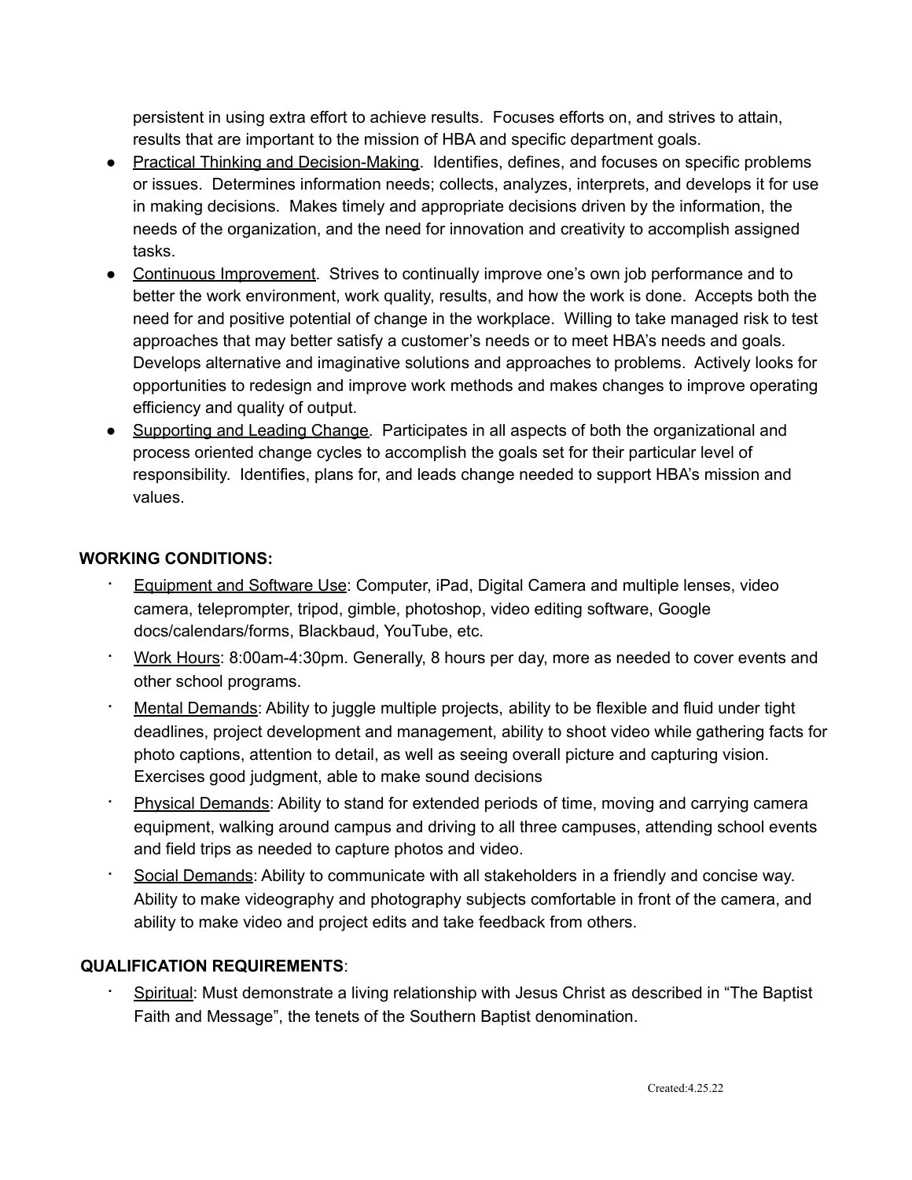persistent in using extra effort to achieve results. Focuses efforts on, and strives to attain, results that are important to the mission of HBA and specific department goals.

- Practical Thinking and Decision-Making. Identifies, defines, and focuses on specific problems or issues. Determines information needs; collects, analyzes, interprets, and develops it for use in making decisions. Makes timely and appropriate decisions driven by the information, the needs of the organization, and the need for innovation and creativity to accomplish assigned tasks.
- Continuous Improvement. Strives to continually improve one's own job performance and to better the work environment, work quality, results, and how the work is done. Accepts both the need for and positive potential of change in the workplace. Willing to take managed risk to test approaches that may better satisfy a customer's needs or to meet HBA's needs and goals. Develops alternative and imaginative solutions and approaches to problems. Actively looks for opportunities to redesign and improve work methods and makes changes to improve operating efficiency and quality of output.
- Supporting and Leading Change. Participates in all aspects of both the organizational and process oriented change cycles to accomplish the goals set for their particular level of responsibility. Identifies, plans for, and leads change needed to support HBA's mission and values.

**WORKING CONDITIONS:**

- Equipment and Software Use: Computer, iPad, Digital Camera and multiple lenses, video camera, teleprompter, tripod, gimble, photoshop, video editing software, Google docs/calendars/forms, Blackbaud, YouTube, etc.
- Work Hours: 8:00am-4:30pm. Generally, 8 hours per day, more as needed to cover events and other school programs.
- Mental Demands: Ability to juggle multiple projects, ability to be flexible and fluid under tight deadlines, project development and management, ability to shoot video while gathering facts for photo captions, attention to detail, as well as seeing overall picture and capturing vision. Exercises good judgment, able to make sound decisions
- Physical Demands: Ability to stand for extended periods of time, moving and carrying camera equipment, walking around campus and driving to all three campuses, attending school events and field trips as needed to capture photos and video.
- Social Demands: Ability to communicate with all stakeholders in a friendly and concise way. Ability to make videography and photography subjects comfortable in front of the camera, and ability to make video and project edits and take feedback from others.

**QUALIFICATION REQUIREMENTS**:

- Spiritual: Must demonstrate a living relationship with Jesus Christ as described in "The Baptist Faith and Message", the tenets of the Southern Baptist denomination.

Created:4.25.22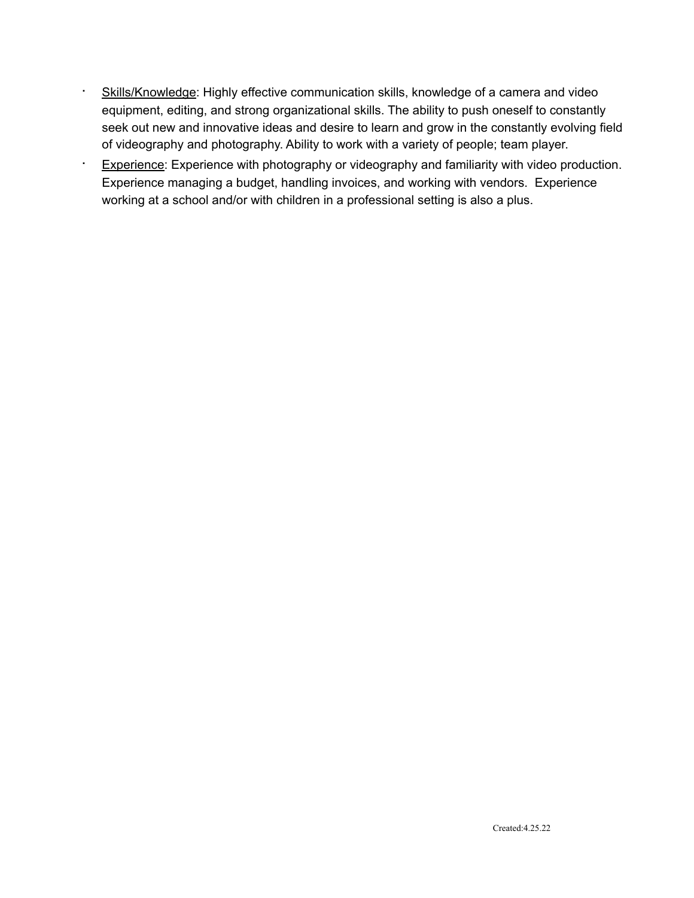- Skills/Knowledge: Highly effective communication skills, knowledge of a camera and video equipment, editing, and strong organizational skills. The ability to push oneself to constantly seek out new and innovative ideas and desire to learn and grow in the constantly evolving field of videography and photography. Ability to work with a variety of people; team player.
- Experience: Experience with photography or videography and familiarity with video production. Experience managing a budget, handling invoices, and working with vendors. Experience working at a school and/or with children in a professional setting is also a plus.

Created:4.25.22